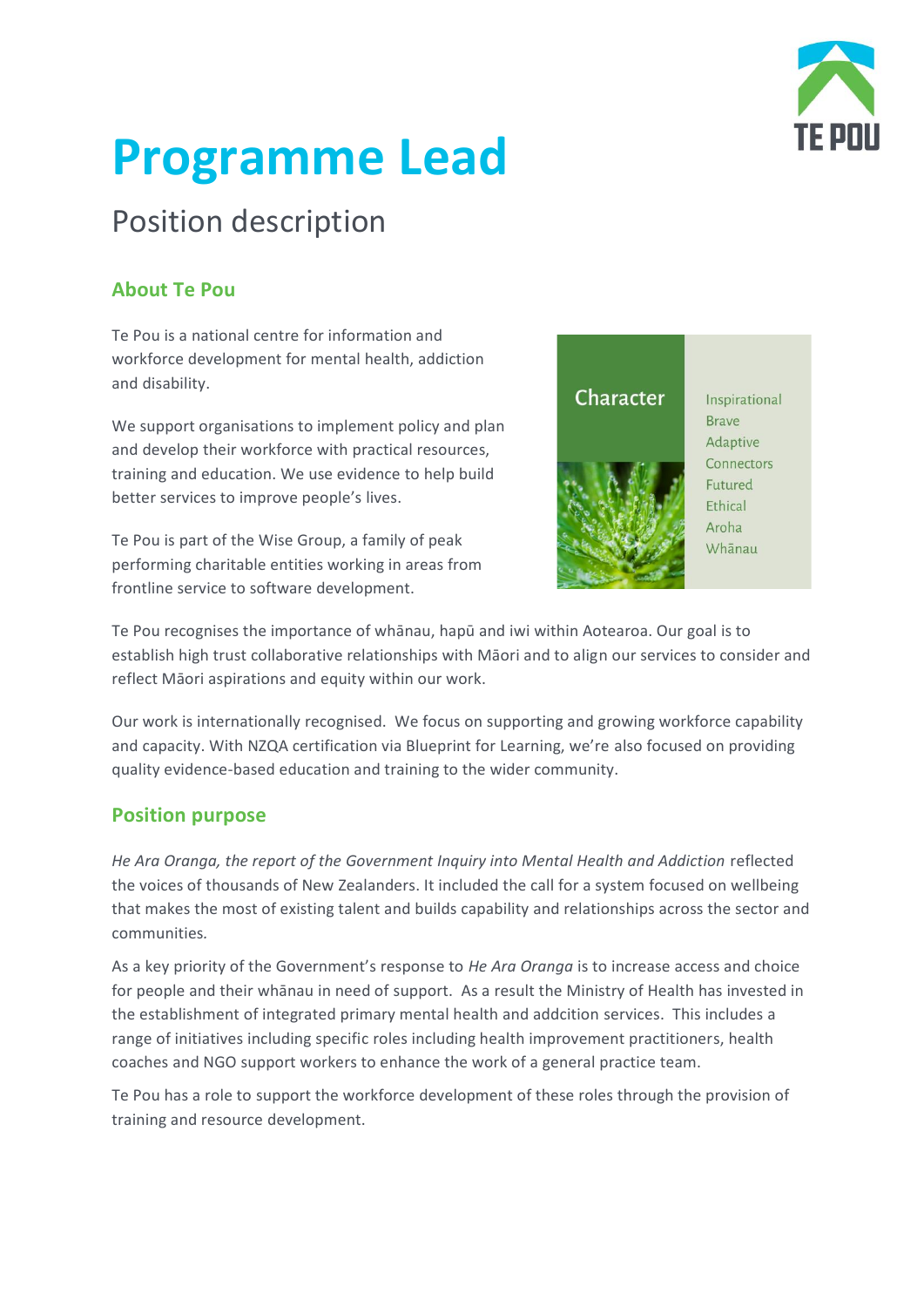# Programme Lead

## Position description

### About Te Pou

Te Pou is a national centre for information and workforce development for mental health, addiction and disability.

We support organisations to implement policy and plan and develop their workforce with practical resources, training and education. We use evidence to help build better services to improve people's lives.

Te Pou is part of the Wise Group, a family of peak performing charitable entities working in areas from frontline service to software development.

**Character**

- Inspirational
- Brave
- Adaptive
- Connectors
- Futured
- Ethical
- Aroha
- Whānau

Te Pou recognises the importance of whānau, hapū and iwi within Aotearoa. Our goal is to establish high trust collaborative relationships with Māori and to align our services to consider and reflect Māori aspirations and equity within our work.

Our work is internationally recognised. We focus on supporting and growing workforce capability and capacity. With NZQA certification via Blueprint for Learning, we're also focused on providing quality evidence-based education and training to the wider community.

### Position purpose

*He Ara Oranga, the report of the Government Inquiry into Mental Health and Addiction* reflected the voices of thousands of New Zealanders. It included the call for a system focused on wellbeing that makes the most of existing talent and builds capability and relationships across the sector and communities.

As a key priority of the Government's response to *He Ara Oranga* is to increase access and choice for people and their whānau in need of support. As a result the Ministry of Health has invested in the establishment of integrated primary mental health and addcition services. This includes a range of initiatives including specific roles including health improvement practitioners, health coaches and NGO support workers to enhance the work of a general practice team.

Te Pou has a role to support the workforce development of these roles through the provision of training and resource development.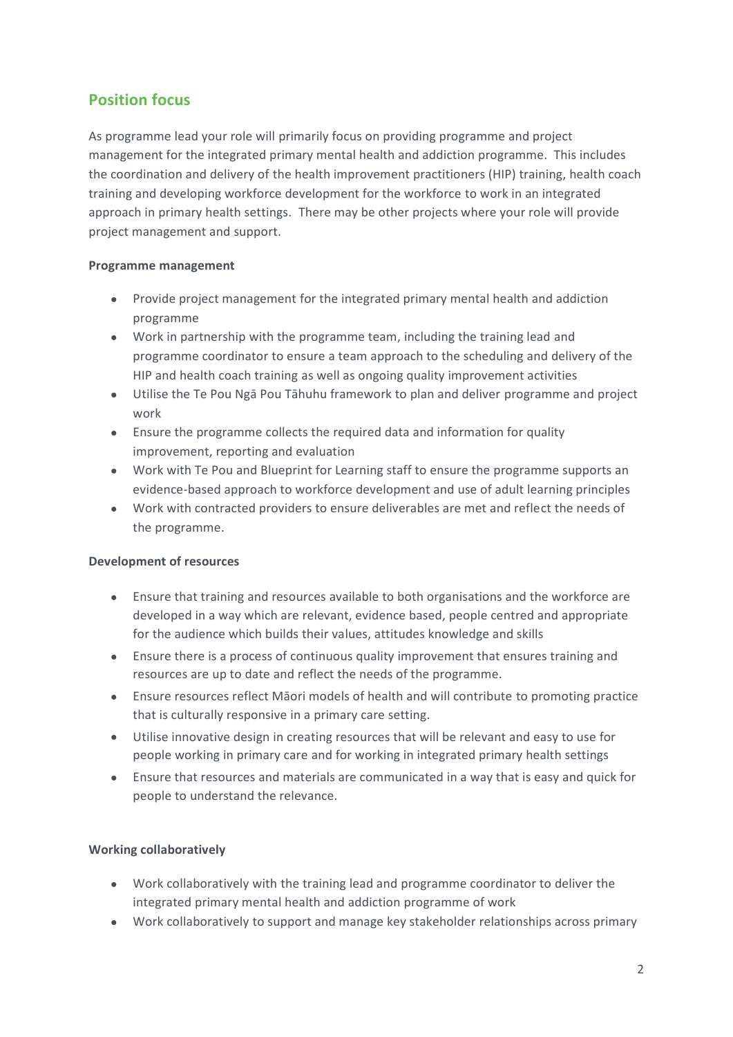## Position focus

As programme lead your role will primarily focus on providing programme and project management for the integrated primary mental health and addiction programme. This includes the coordination and delivery of the health improvement practitioners (HIP) training, health coach training and developing workforce development for the workforce to work in an integrated approach in primary health settings. There may be other projects where your role will provide project management and support.

**Programme management**

- Provide project management for the integrated primary mental health and addiction programme
- Work in partnership with the programme team, including the training lead and programme coordinator to ensure a team approach to the scheduling and delivery of the HIP and health coach training as well as ongoing quality improvement activities
- Utilise the Te Pou Ngā Pou Tāhuhu framework to plan and deliver programme and project work
- Ensure the programme collects the required data and information for quality improvement, reporting and evaluation
- Work with Te Pou and Blueprint for Learning staff to ensure the programme supports an evidence-based approach to workforce development and use of adult learning principles
- Work with contracted providers to ensure deliverables are met and reflect the needs of the programme.

**Development of resources**

- Ensure that training and resources available to both organisations and the workforce are developed in a way which are relevant, evidence based, people centred and appropriate for the audience which builds their values, attitudes knowledge and skills
- Ensure there is a process of continuous quality improvement that ensures training and resources are up to date and reflect the needs of the programme.
- Ensure resources reflect Māori models of health and will contribute to promoting practice that is culturally responsive in a primary care setting.
- Utilise innovative design in creating resources that will be relevant and easy to use for people working in primary care and for working in integrated primary health settings
- Ensure that resources and materials are communicated in a way that is easy and quick for people to understand the relevance.

**Working collaboratively**

- Work collaboratively with the training lead and programme coordinator to deliver the integrated primary mental health and addiction programme of work
- Work collaboratively to support and manage key stakeholder relationships across primary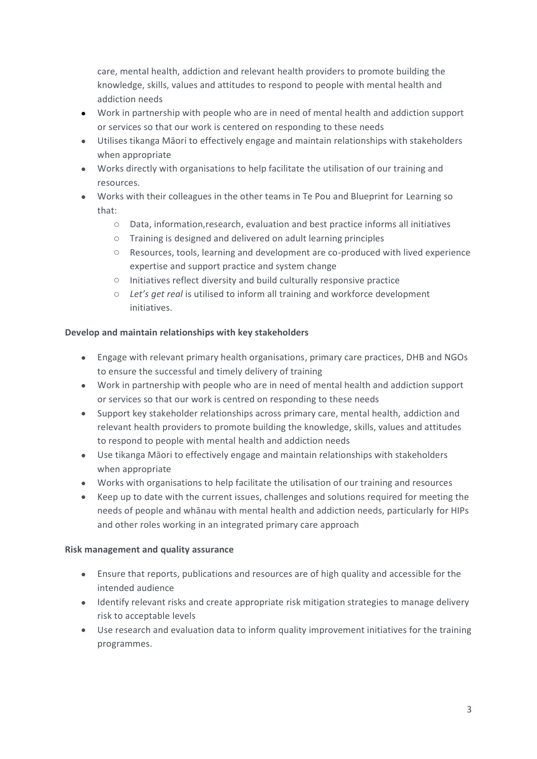care, mental health, addiction and relevant health providers to promote building the knowledge, skills, values and attitudes to respond to people with mental health and addiction needs

- Work in partnership with people who are in need of mental health and addiction support or services so that our work is centered on responding to these needs
- Utilises tikanga Māori to effectively engage and maintain relationships with stakeholders when appropriate
- Works directly with organisations to help facilitate the utilisation of our training and resources.
- Works with their colleagues in the other teams in Te Pou and Blueprint for Learning so that:
  - Data, information,research, evaluation and best practice informs all initiatives
  - Training is designed and delivered on adult learning principles
  - Resources, tools, learning and development are co-produced with lived experience expertise and support practice and system change
  - Initiatives reflect diversity and build culturally responsive practice
  - *Let's get real* is utilised to inform all training and workforce development initiatives.

**Develop and maintain relationships with key stakeholders**

- Engage with relevant primary health organisations, primary care practices, DHB and NGOs to ensure the successful and timely delivery of training
- Work in partnership with people who are in need of mental health and addiction support or services so that our work is centred on responding to these needs
- Support key stakeholder relationships across primary care, mental health, addiction and relevant health providers to promote building the knowledge, skills, values and attitudes to respond to people with mental health and addiction needs
- Use tikanga Māori to effectively engage and maintain relationships with stakeholders when appropriate
- Works with organisations to help facilitate the utilisation of our training and resources
- Keep up to date with the current issues, challenges and solutions required for meeting the needs of people and whānau with mental health and addiction needs, particularly for HIPs and other roles working in an integrated primary care approach

**Risk management and quality assurance**

- Ensure that reports, publications and resources are of high quality and accessible for the intended audience
- Identify relevant risks and create appropriate risk mitigation strategies to manage delivery risk to acceptable levels
- Use research and evaluation data to inform quality improvement initiatives for the training programmes.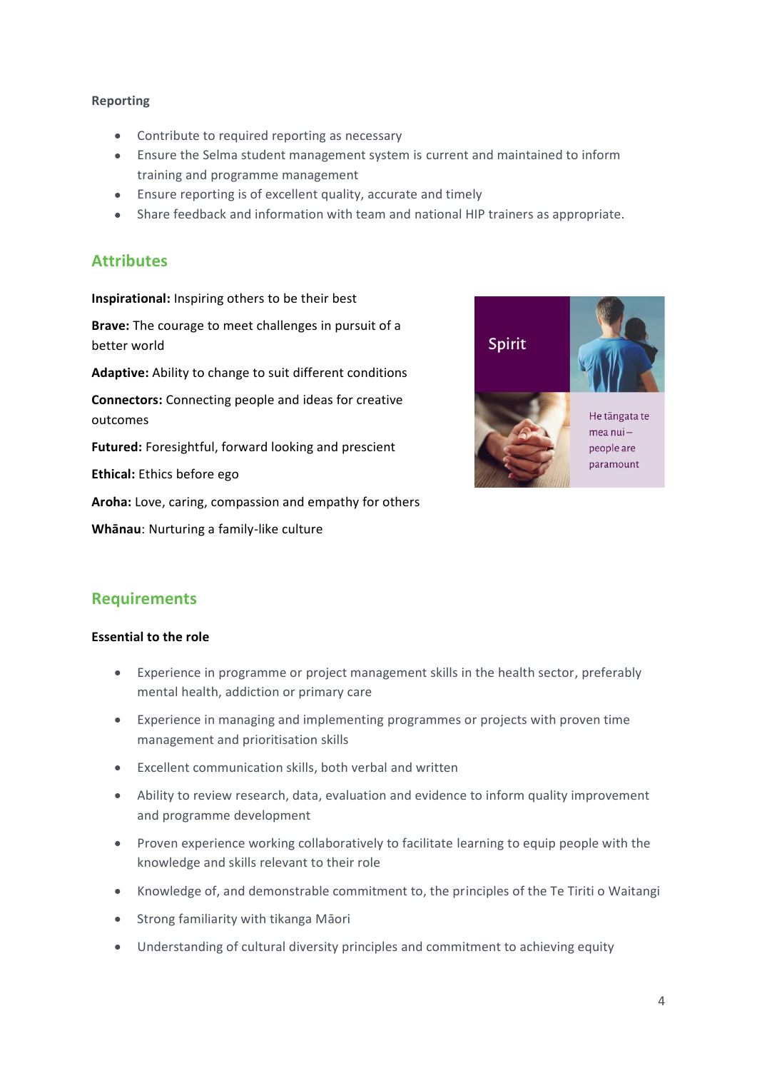**Reporting**

- Contribute to required reporting as necessary
- Ensure the Selma student management system is current and maintained to inform training and programme management
- Ensure reporting is of excellent quality, accurate and timely
- Share feedback and information with team and national HIP trainers as appropriate.

## Attributes

**Inspirational:** Inspiring others to be their best

**Brave:** The courage to meet challenges in pursuit of a better world

**Adaptive:** Ability to change to suit different conditions

**Connectors:** Connecting people and ideas for creative outcomes

**Futured:** Foresightful, forward looking and prescient

**Ethical:** Ethics before ego

**Aroha:** Love, caring, compassion and empathy for others

**Whānau**: Nurturing a family-like culture

Spirit

He tāngata te mea nui – people are paramount

## Requirements

**Essential to the role**

- Experience in programme or project management skills in the health sector, preferably mental health, addiction or primary care
- Experience in managing and implementing programmes or projects with proven time management and prioritisation skills
- Excellent communication skills, both verbal and written
- Ability to review research, data, evaluation and evidence to inform quality improvement and programme development
- Proven experience working collaboratively to facilitate learning to equip people with the knowledge and skills relevant to their role
- Knowledge of, and demonstrable commitment to, the principles of the Te Tiriti o Waitangi
- Strong familiarity with tikanga Māori
- Understanding of cultural diversity principles and commitment to achieving equity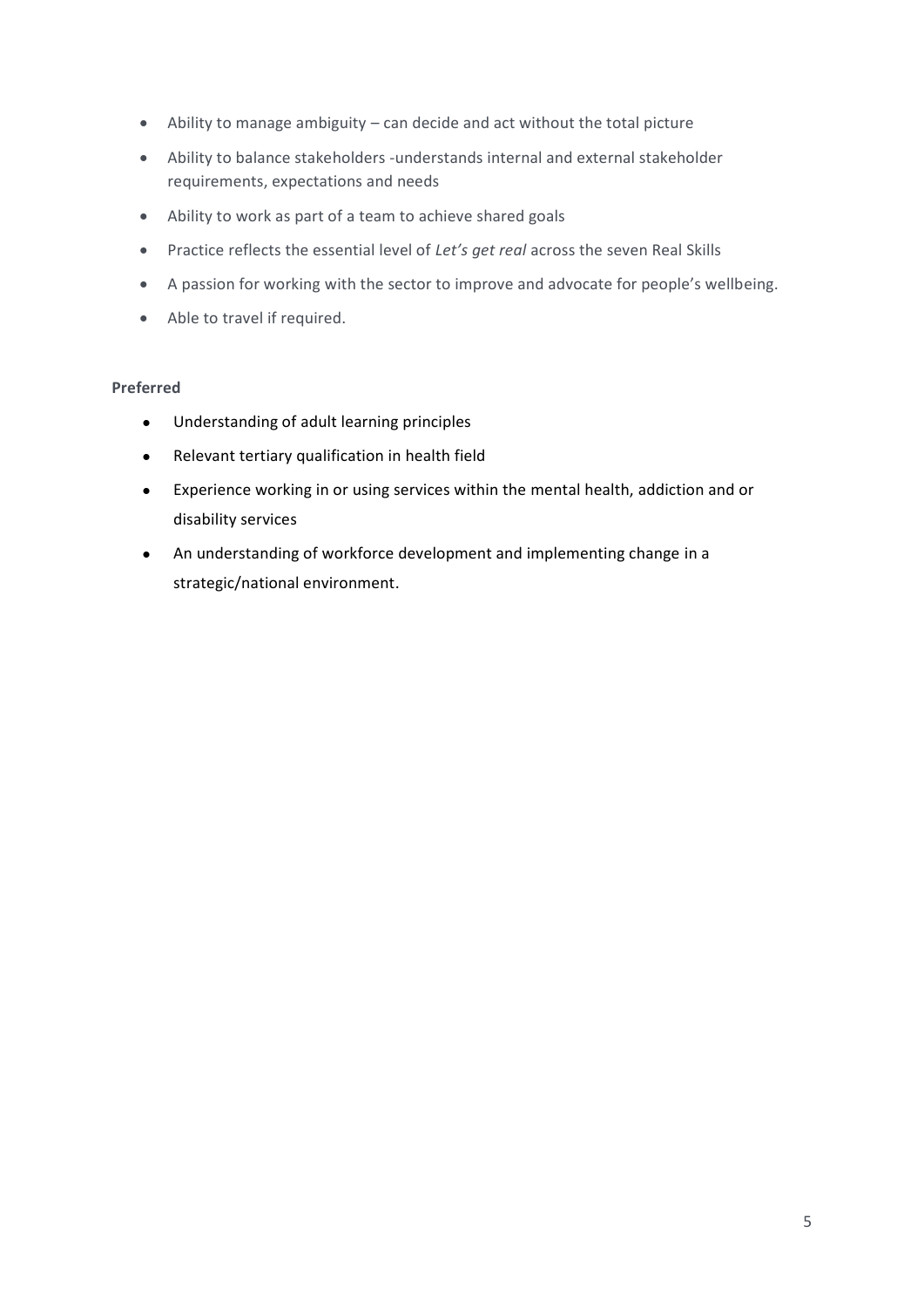- Ability to manage ambiguity – can decide and act without the total picture
- Ability to balance stakeholders -understands internal and external stakeholder requirements, expectations and needs
- Ability to work as part of a team to achieve shared goals
- Practice reflects the essential level of *Let's get real* across the seven Real Skills
- A passion for working with the sector to improve and advocate for people's wellbeing.
- Able to travel if required.

**Preferred**

- Understanding of adult learning principles
- Relevant tertiary qualification in health field
- Experience working in or using services within the mental health, addiction and or disability services
- An understanding of workforce development and implementing change in a strategic/national environment.